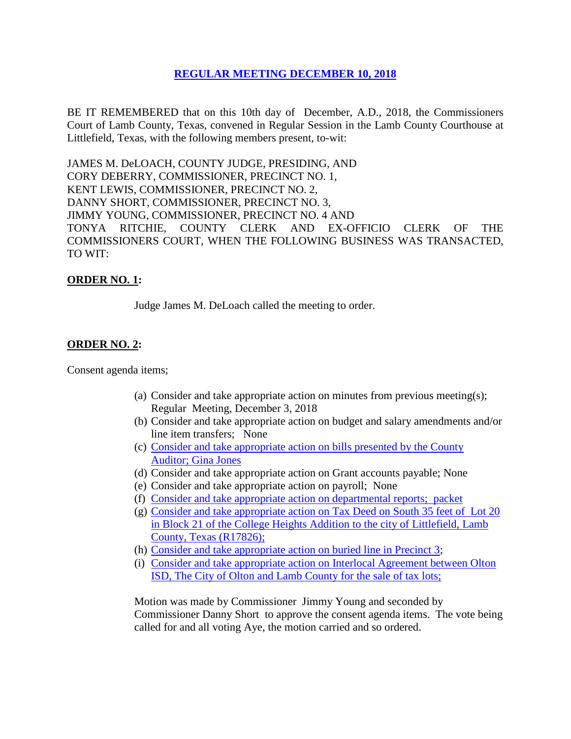# REGULAR MEETING DECEMBER 10, 2018

BE IT REMEMBERED that on this 10th day of December, A.D., 2018, the Commissioners Court of Lamb County, Texas, convened in Regular Session in the Lamb County Courthouse at Littlefield, Texas, with the following members present, to-wit:

JAMES M. DeLOACH, COUNTY JUDGE, PRESIDING, AND
CORY DEBERRY, COMMISSIONER, PRECINCT NO. 1,
KENT LEWIS, COMMISSIONER, PRECINCT NO. 2,
DANNY SHORT, COMMISSIONER, PRECINCT NO. 3,
JIMMY YOUNG, COMMISSIONER, PRECINCT NO. 4 AND
TONYA RITCHIE, COUNTY CLERK AND EX-OFFICIO CLERK OF THE COMMISSIONERS COURT, WHEN THE FOLLOWING BUSINESS WAS TRANSACTED, TO WIT:

**ORDER NO. 1:**

Judge James M. DeLoach called the meeting to order.

**ORDER NO. 2:**

Consent agenda items;

(a) Consider and take appropriate action on minutes from previous meeting(s); Regular Meeting, December 3, 2018
(b) Consider and take appropriate action on budget and salary amendments and/or line item transfers; None
(c) Consider and take appropriate action on bills presented by the County Auditor; Gina Jones
(d) Consider and take appropriate action on Grant accounts payable; None
(e) Consider and take appropriate action on payroll; None
(f) Consider and take appropriate action on departmental reports; packet
(g) Consider and take appropriate action on Tax Deed on South 35 feet of Lot 20 in Block 21 of the College Heights Addition to the city of Littlefield, Lamb County, Texas (R17826);
(h) Consider and take appropriate action on buried line in Precinct 3;
(i) Consider and take appropriate action on Interlocal Agreement between Olton ISD, The City of Olton and Lamb County for the sale of tax lots;

Motion was made by Commissioner Jimmy Young and seconded by Commissioner Danny Short to approve the consent agenda items. The vote being called for and all voting Aye, the motion carried and so ordered.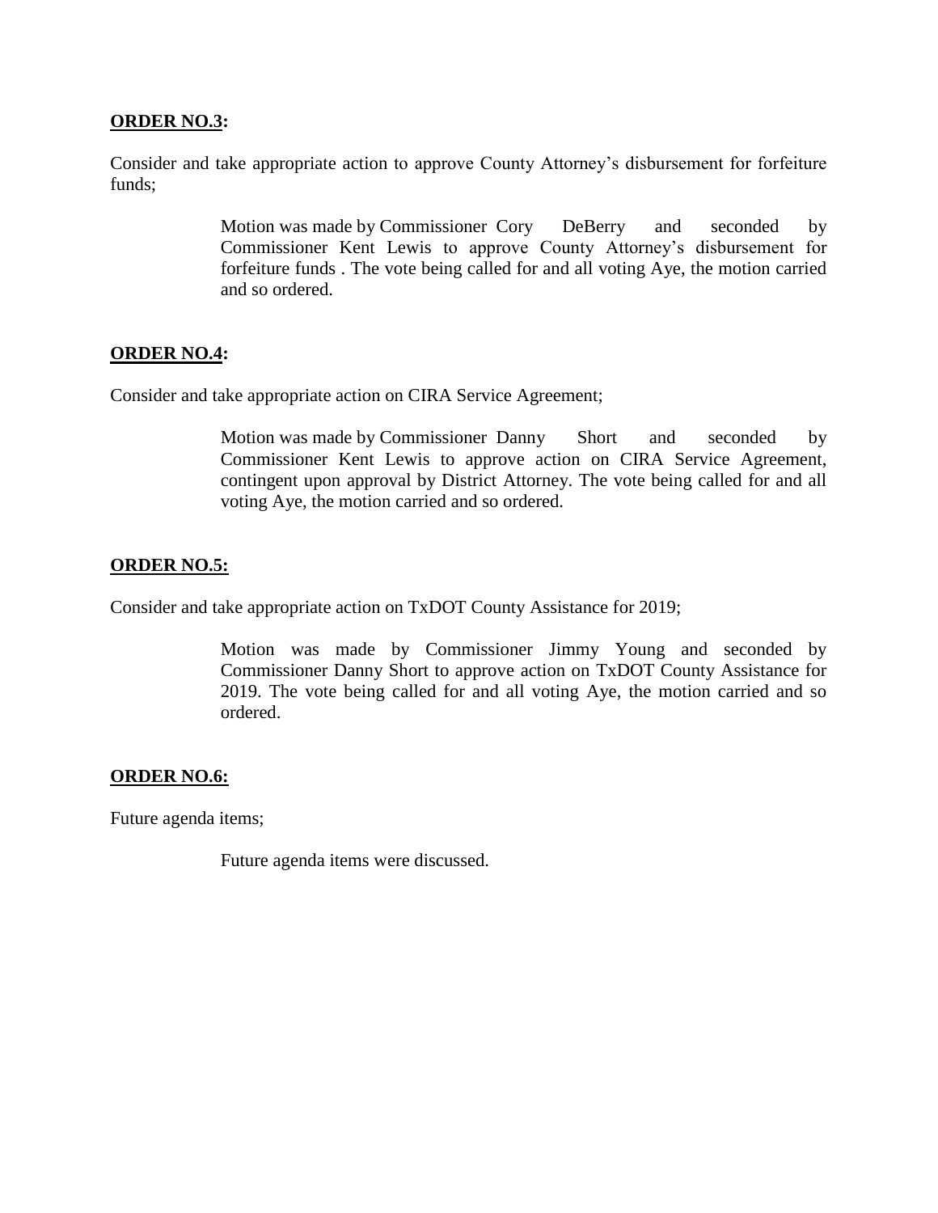**ORDER NO.3:**

Consider and take appropriate action to approve County Attorney's disbursement for forfeiture funds;

> Motion was made by Commissioner Cory DeBerry and seconded by Commissioner Kent Lewis to approve County Attorney's disbursement for forfeiture funds . The vote being called for and all voting Aye, the motion carried and so ordered.

**ORDER NO.4:**

Consider and take appropriate action on CIRA Service Agreement;

> Motion was made by Commissioner Danny Short and seconded by Commissioner Kent Lewis to approve action on CIRA Service Agreement, contingent upon approval by District Attorney. The vote being called for and all voting Aye, the motion carried and so ordered.

**ORDER NO.5:**

Consider and take appropriate action on TxDOT County Assistance for 2019;

> Motion was made by Commissioner Jimmy Young and seconded by Commissioner Danny Short to approve action on TxDOT County Assistance for 2019. The vote being called for and all voting Aye, the motion carried and so ordered.

**ORDER NO.6:**

Future agenda items;

> Future agenda items were discussed.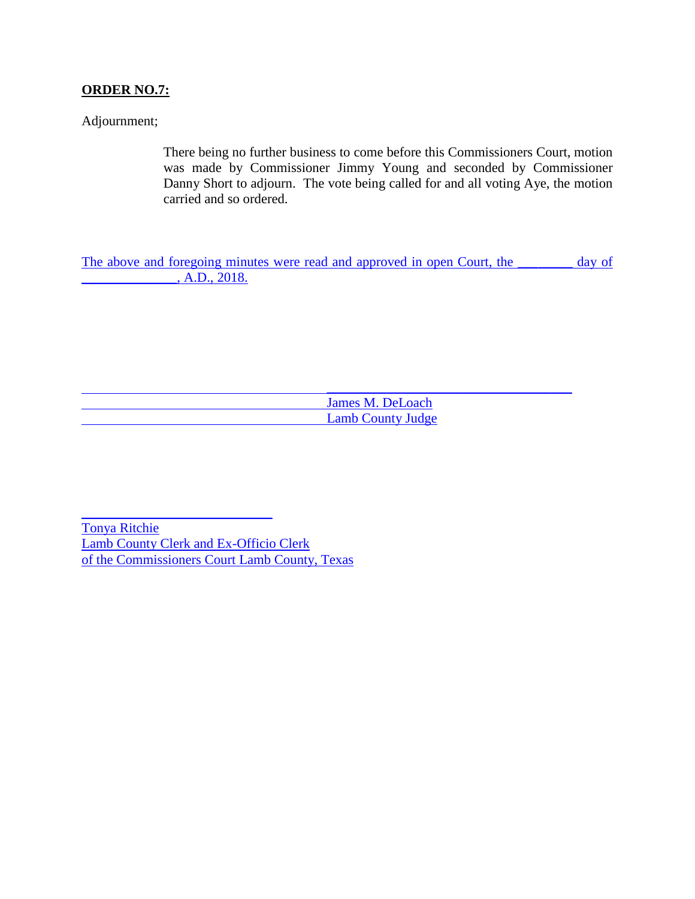**ORDER NO.7:**

Adjournment;

There being no further business to come before this Commissioners Court, motion was made by Commissioner Jimmy Young and seconded by Commissioner Danny Short to adjourn. The vote being called for and all voting Aye, the motion carried and so ordered.

The above and foregoing minutes were read and approved in open Court, the ________ day of ______________, A.D., 2018.

_________________________________

James M. DeLoach
Lamb County Judge

___________________________

Tonya Ritchie
Lamb County Clerk and Ex-Officio Clerk
of the Commissioners Court Lamb County, Texas